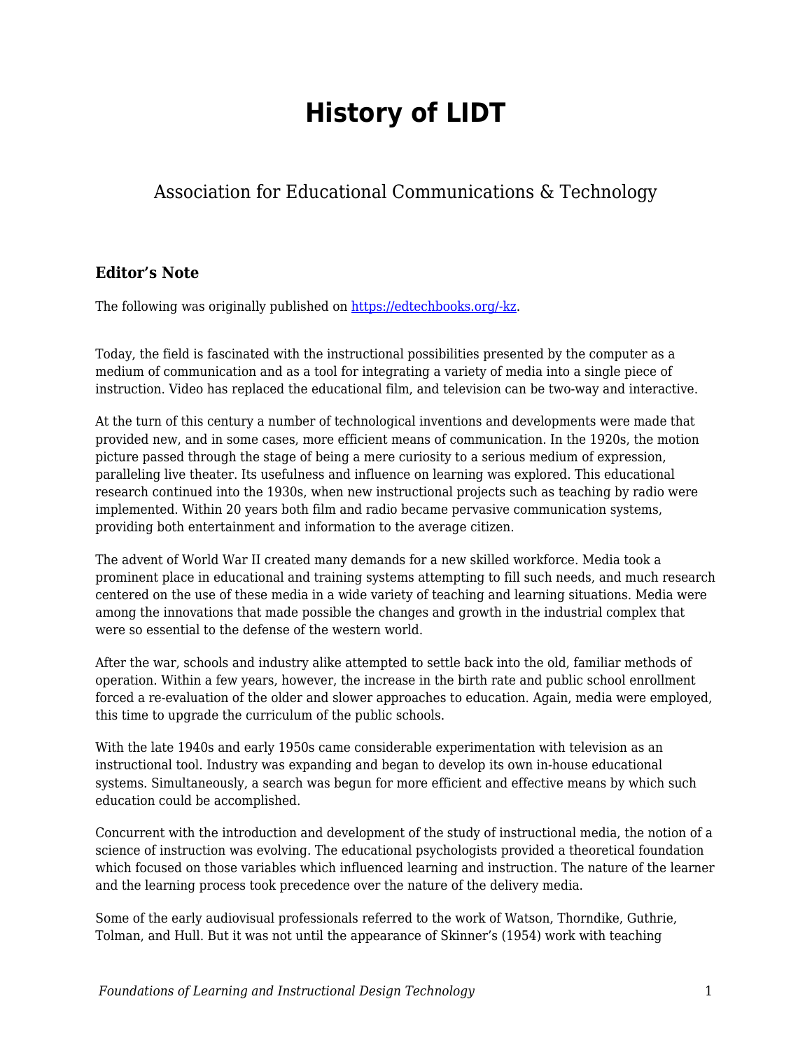# History of LIDT

Association for Educational Communications & Technology

### Editor's Note

The following was originally published on [https://edtechbooks.org/-kz](https://edtechbooks.org/-kz).

Today, the field is fascinated with the instructional possibilities presented by the computer as a medium of communication and as a tool for integrating a variety of media into a single piece of instruction. Video has replaced the educational film, and television can be two-way and interactive.

At the turn of this century a number of technological inventions and developments were made that provided new, and in some cases, more efficient means of communication. In the 1920s, the motion picture passed through the stage of being a mere curiosity to a serious medium of expression, paralleling live theater. Its usefulness and influence on learning was explored. This educational research continued into the 1930s, when new instructional projects such as teaching by radio were implemented. Within 20 years both film and radio became pervasive communication systems, providing both entertainment and information to the average citizen.

The advent of World War II created many demands for a new skilled workforce. Media took a prominent place in educational and training systems attempting to fill such needs, and much research centered on the use of these media in a wide variety of teaching and learning situations. Media were among the innovations that made possible the changes and growth in the industrial complex that were so essential to the defense of the western world.

After the war, schools and industry alike attempted to settle back into the old, familiar methods of operation. Within a few years, however, the increase in the birth rate and public school enrollment forced a re-evaluation of the older and slower approaches to education. Again, media were employed, this time to upgrade the curriculum of the public schools.

With the late 1940s and early 1950s came considerable experimentation with television as an instructional tool. Industry was expanding and began to develop its own in-house educational systems. Simultaneously, a search was begun for more efficient and effective means by which such education could be accomplished.

Concurrent with the introduction and development of the study of instructional media, the notion of a science of instruction was evolving. The educational psychologists provided a theoretical foundation which focused on those variables which influenced learning and instruction. The nature of the learner and the learning process took precedence over the nature of the delivery media.

Some of the early audiovisual professionals referred to the work of Watson, Thorndike, Guthrie, Tolman, and Hull. But it was not until the appearance of Skinner's (1954) work with teaching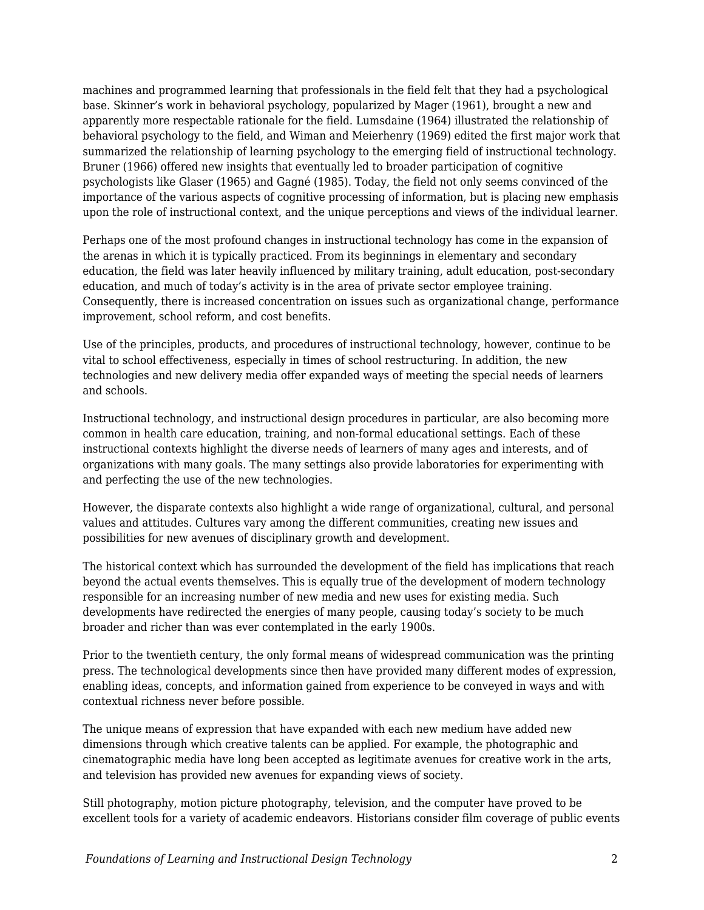machines and programmed learning that professionals in the field felt that they had a psychological base. Skinner's work in behavioral psychology, popularized by Mager (1961), brought a new and apparently more respectable rationale for the field. Lumsdaine (1964) illustrated the relationship of behavioral psychology to the field, and Wiman and Meierhenry (1969) edited the first major work that summarized the relationship of learning psychology to the emerging field of instructional technology. Bruner (1966) offered new insights that eventually led to broader participation of cognitive psychologists like Glaser (1965) and Gagné (1985). Today, the field not only seems convinced of the importance of the various aspects of cognitive processing of information, but is placing new emphasis upon the role of instructional context, and the unique perceptions and views of the individual learner.

Perhaps one of the most profound changes in instructional technology has come in the expansion of the arenas in which it is typically practiced. From its beginnings in elementary and secondary education, the field was later heavily influenced by military training, adult education, post-secondary education, and much of today's activity is in the area of private sector employee training. Consequently, there is increased concentration on issues such as organizational change, performance improvement, school reform, and cost benefits.

Use of the principles, products, and procedures of instructional technology, however, continue to be vital to school effectiveness, especially in times of school restructuring. In addition, the new technologies and new delivery media offer expanded ways of meeting the special needs of learners and schools.

Instructional technology, and instructional design procedures in particular, are also becoming more common in health care education, training, and non-formal educational settings. Each of these instructional contexts highlight the diverse needs of learners of many ages and interests, and of organizations with many goals. The many settings also provide laboratories for experimenting with and perfecting the use of the new technologies.

However, the disparate contexts also highlight a wide range of organizational, cultural, and personal values and attitudes. Cultures vary among the different communities, creating new issues and possibilities for new avenues of disciplinary growth and development.

The historical context which has surrounded the development of the field has implications that reach beyond the actual events themselves. This is equally true of the development of modern technology responsible for an increasing number of new media and new uses for existing media. Such developments have redirected the energies of many people, causing today's society to be much broader and richer than was ever contemplated in the early 1900s.

Prior to the twentieth century, the only formal means of widespread communication was the printing press. The technological developments since then have provided many different modes of expression, enabling ideas, concepts, and information gained from experience to be conveyed in ways and with contextual richness never before possible.

The unique means of expression that have expanded with each new medium have added new dimensions through which creative talents can be applied. For example, the photographic and cinematographic media have long been accepted as legitimate avenues for creative work in the arts, and television has provided new avenues for expanding views of society.

Still photography, motion picture photography, television, and the computer have proved to be excellent tools for a variety of academic endeavors. Historians consider film coverage of public events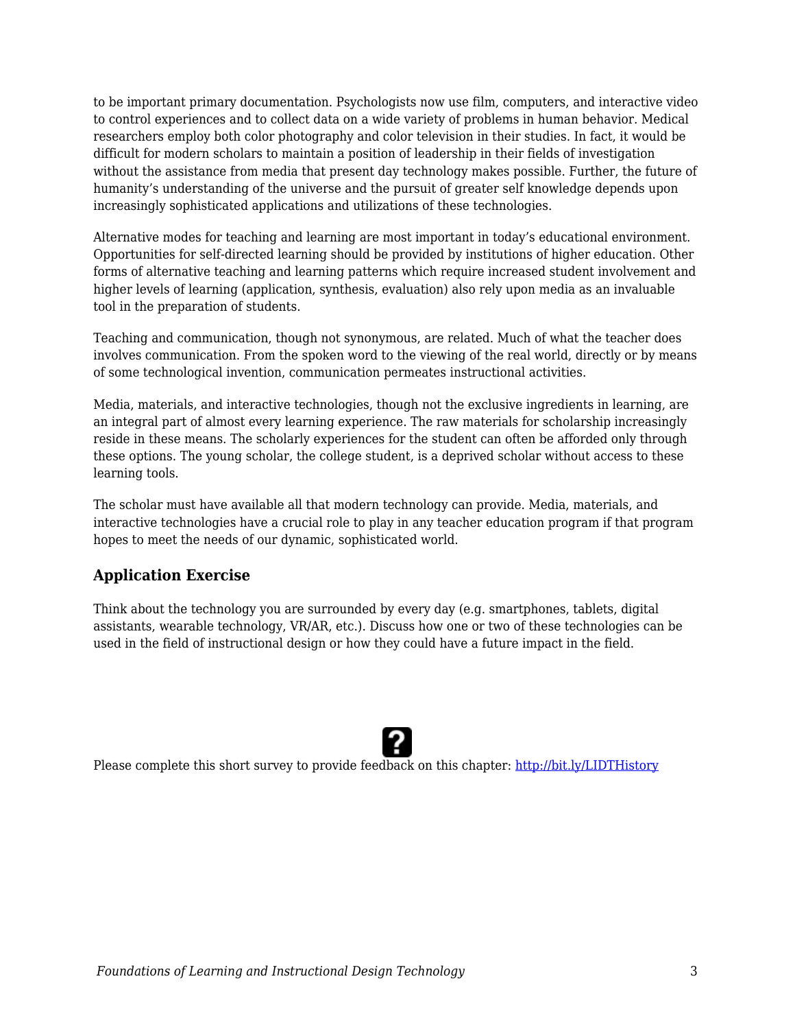to be important primary documentation. Psychologists now use film, computers, and interactive video to control experiences and to collect data on a wide variety of problems in human behavior. Medical researchers employ both color photography and color television in their studies. In fact, it would be difficult for modern scholars to maintain a position of leadership in their fields of investigation without the assistance from media that present day technology makes possible. Further, the future of humanity's understanding of the universe and the pursuit of greater self knowledge depends upon increasingly sophisticated applications and utilizations of these technologies.

Alternative modes for teaching and learning are most important in today's educational environment. Opportunities for self-directed learning should be provided by institutions of higher education. Other forms of alternative teaching and learning patterns which require increased student involvement and higher levels of learning (application, synthesis, evaluation) also rely upon media as an invaluable tool in the preparation of students.

Teaching and communication, though not synonymous, are related. Much of what the teacher does involves communication. From the spoken word to the viewing of the real world, directly or by means of some technological invention, communication permeates instructional activities.

Media, materials, and interactive technologies, though not the exclusive ingredients in learning, are an integral part of almost every learning experience. The raw materials for scholarship increasingly reside in these means. The scholarly experiences for the student can often be afforded only through these options. The young scholar, the college student, is a deprived scholar without access to these learning tools.

The scholar must have available all that modern technology can provide. Media, materials, and interactive technologies have a crucial role to play in any teacher education program if that program hopes to meet the needs of our dynamic, sophisticated world.

### Application Exercise

Think about the technology you are surrounded by every day (e.g. smartphones, tablets, digital assistants, wearable technology, VR/AR, etc.). Discuss how one or two of these technologies can be used in the field of instructional design or how they could have a future impact in the field.

Please complete this short survey to provide feedback on this chapter: http://bit.ly/LIDTHistory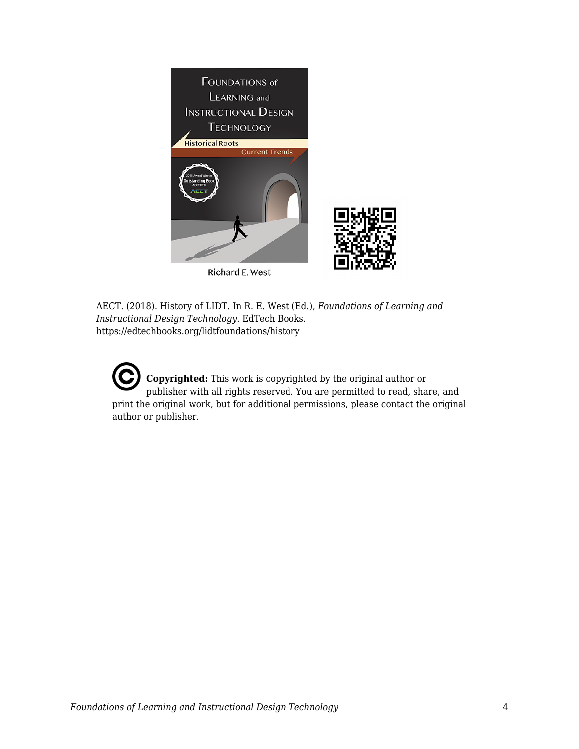AECT. (2018). History of LIDT. In R. E. West (Ed.), *Foundations of Learning and Instructional Design Technology*. EdTech Books. https://edtechbooks.org/lidtfoundations/history

**Copyrighted:** This work is copyrighted by the original author or publisher with all rights reserved. You are permitted to read, share, and print the original work, but for additional permissions, please contact the original author or publisher.